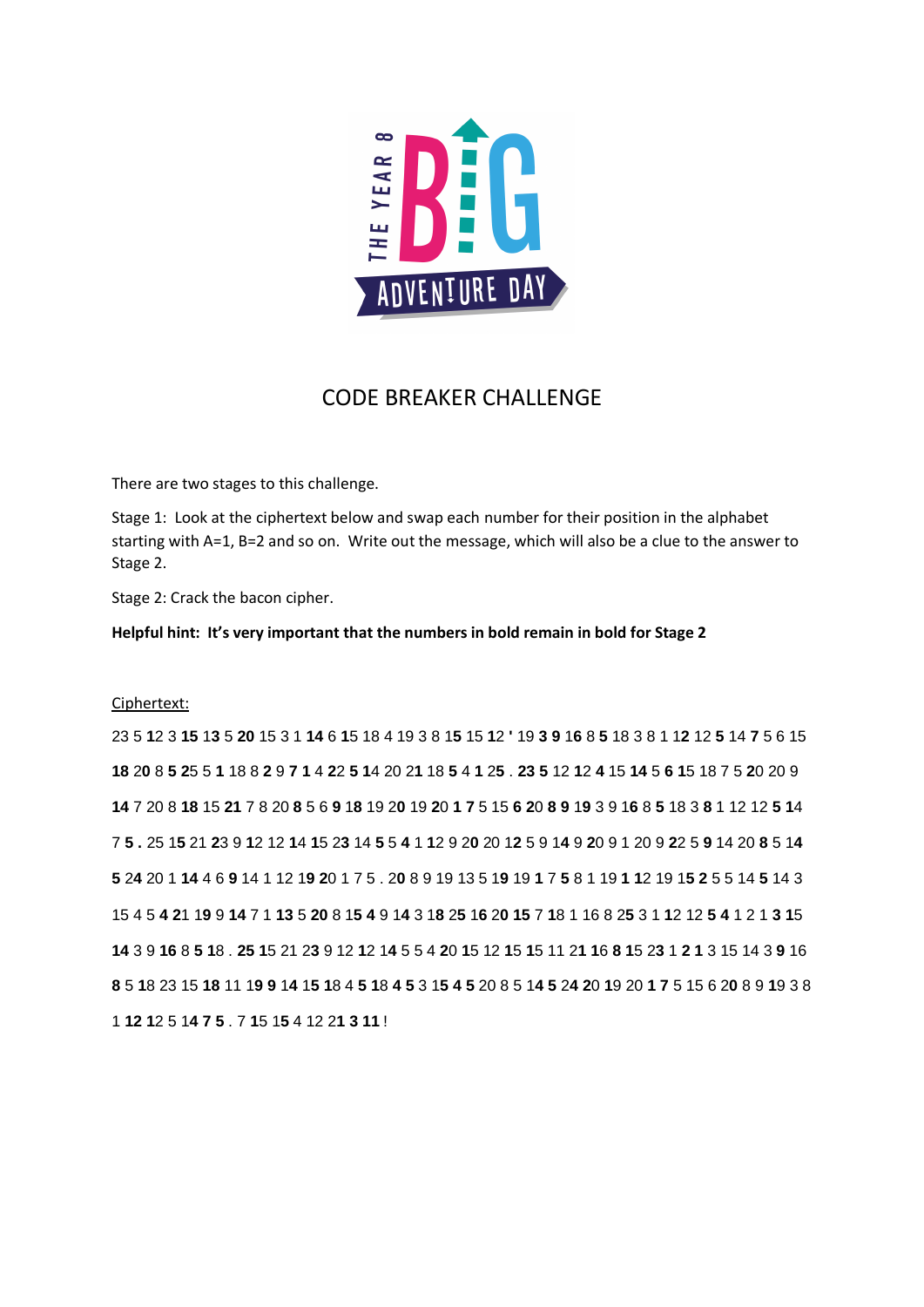# CODE BREAKER CHALLENGE

There are two stages to this challenge.

Stage 1: Look at the ciphertext below and swap each number for their position in the alphabet starting with A=1, B=2 and so on. Write out the message, which will also be a clue to the answer to Stage 2.

Stage 2: Crack the bacon cipher.

**Helpful hint: It's very important that the numbers in bold remain in bold for Stage 2**

Ciphertext:

23 5 **1**2 3 **15 13** 5 **20** 15 3 1 **14** 6 **1**5 18 4 19 3 8 1**5** 15 **12** ' 19 **3 9** 1**6** 8 **5** 18 3 8 1 1**2** 12 **5** 14 **7** 5 6 15

**18** 20 8 **5** 2**5** 5 **1** 18 8 **2** 9 **7 1** 4 2**2 5** 1**4** 20 2**1** 18 **5** 4 **1** 2**5** . **23 5** 12 1**2 4** 15 **14** 5 **6** 1**5** 18 7 5 2**0** 20 9

**14** 7 20 8 **18** 15 **21** 7 8 20 **8** 5 6 **9** 18 19 20 19 2**0 1 7** 5 15 **6** 2**0 8 9 19** 3 9 1**6** 8 **5** 18 3 **8** 1 12 12 **5** 1**4**

7 **5 .** 25 1**5** 21 **2**3 9 **1**2 12 **14 1**5 2**3** 14 **5** 5 **4** 1 **1**2 9 2**0** 20 1**2** 5 9 1**4** 9 **2**0 9 1 20 9 **22** 5 **9** 14 20 **8** 5 1**4**

**5** 24 20 1 **14** 4 6 **9** 14 1 12 1**9 2**0 1 7 5 . 2**0** 8 9 19 13 5 1**9** 19 **1** 7 **5** 8 1 19 **1** 1**2** 19 1**5 2** 5 5 14 **5** 14 3

15 4 5 **4** 2**1** 1**9** 9 **14** 7 1 **13** 5 **20** 8 1**5 4** 9 14 3 **18** 2**5 16** 2**0 15** 7 1**8** 1 16 8 2**5** 3 1 **1**2 12 **5 4** 1 2 1 **3** 1**5**

**14** 3 9 **16** 8 **5** 1**8** . **25** 1**5** 21 2**3** 9 12 **1**2 14 **5** 5 4 **20 15** 12 **15** 1**5** 11 2**1** 1**6 8** 1**5** 2**3** 1 **2 1** 3 15 14 3 **9** 16

**8** 5 1**8** 23 15 **18** 11 1**9 9** 14 1**5** 1**8** 4 **5** 1**8 4 5** 3 1**5 4 5** 20 8 5 1**4 5** 24 **20 19** 20 **1 7** 5 15 6 2**0** 8 9 **19** 3 8

1 **12** 1**2** 5 14 **7 5** . 7 **15** 1**5** 4 12 2**1 3 11** !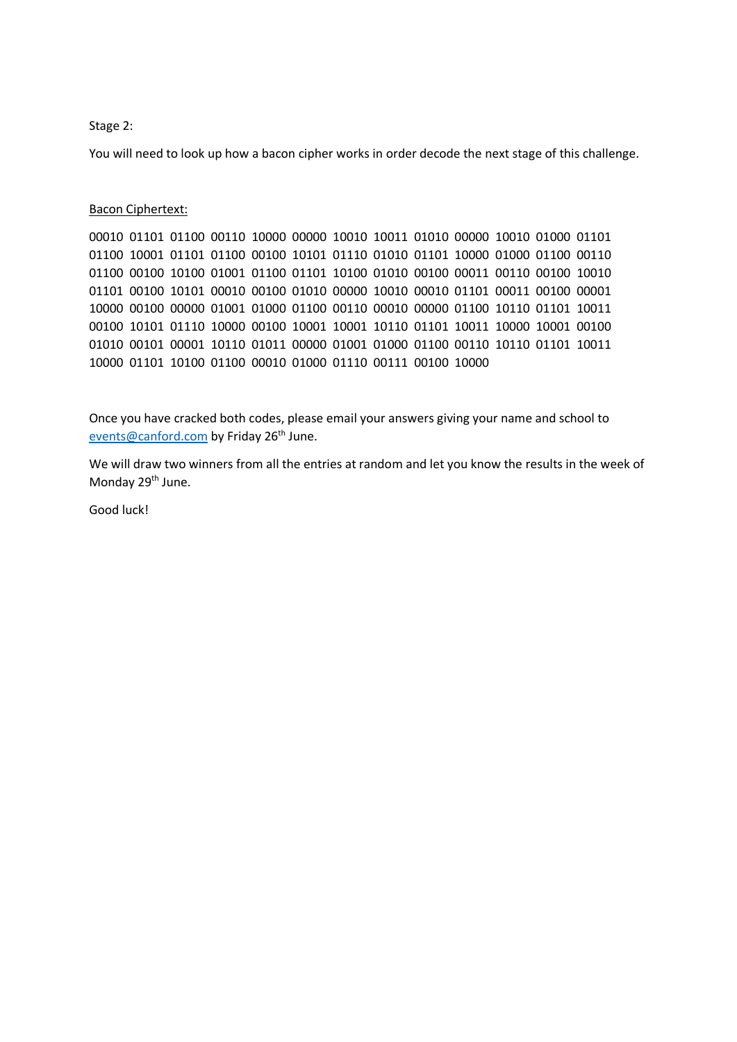Stage 2:

You will need to look up how a bacon cipher works in order decode the next stage of this challenge.

Bacon Ciphertext:

00010 01101 01100 00110 10000 00000 10010 10011 01010 00000 10010 01000 01101 01100 10001 01101 01100 00100 10101 01110 01010 01101 10000 01000 01100 00110 01100 00100 10100 01001 01100 01101 10100 01010 00100 00011 00110 00100 10010 01101 00100 10101 00010 00100 01010 00000 10010 00010 01101 00011 00100 00001 10000 00100 00000 01001 01000 01100 00110 00010 00000 01100 10110 01101 10011 00100 10101 01110 10000 00100 10001 10001 10110 01101 10011 10000 10001 00100 01010 00101 00001 10110 01011 00000 01001 01000 01100 00110 10110 01101 10011 10000 01101 10100 01100 00010 01000 01110 00111 00100 10000

Once you have cracked both codes, please email your answers giving your name and school to events@canford.com by Friday 26th June.

We will draw two winners from all the entries at random and let you know the results in the week of Monday 29th June.

Good luck!